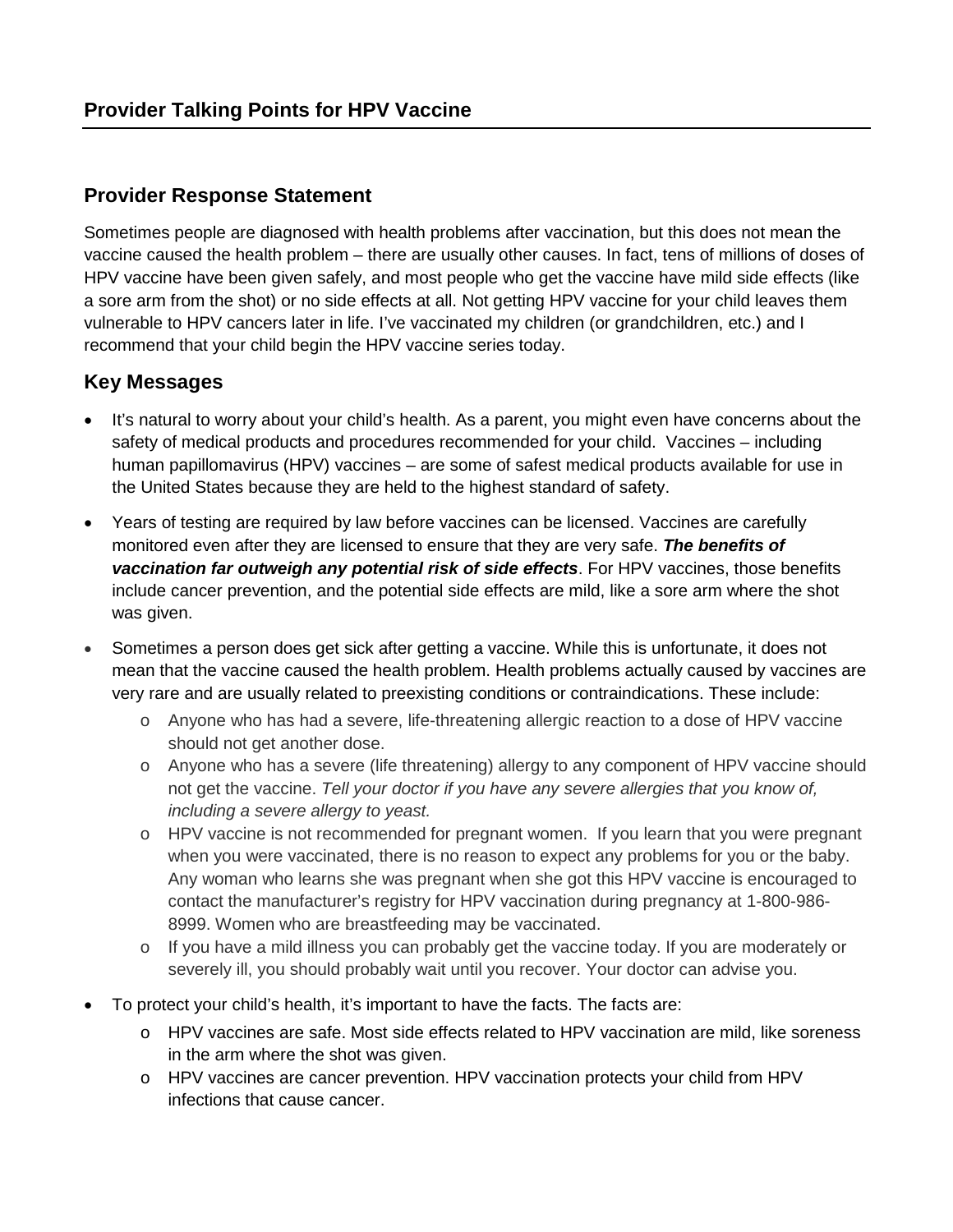# Provider Talking Points for HPV Vaccine

## Provider Response Statement

Sometimes people are diagnosed with health problems after vaccination, but this does not mean the vaccine caused the health problem – there are usually other causes. In fact, tens of millions of doses of HPV vaccine have been given safely, and most people who get the vaccine have mild side effects (like a sore arm from the shot) or no side effects at all. Not getting HPV vaccine for your child leaves them vulnerable to HPV cancers later in life. I've vaccinated my children (or grandchildren, etc.) and I recommend that your child begin the HPV vaccine series today.

## Key Messages

- It's natural to worry about your child's health. As a parent, you might even have concerns about the safety of medical products and procedures recommended for your child. Vaccines – including human papillomavirus (HPV) vaccines – are some of safest medical products available for use in the United States because they are held to the highest standard of safety.
- Years of testing are required by law before vaccines can be licensed. Vaccines are carefully monitored even after they are licensed to ensure that they are very safe. ***The benefits of vaccination far outweigh any potential risk of side effects***. For HPV vaccines, those benefits include cancer prevention, and the potential side effects are mild, like a sore arm where the shot was given.
- Sometimes a person does get sick after getting a vaccine. While this is unfortunate, it does not mean that the vaccine caused the health problem. Health problems actually caused by vaccines are very rare and are usually related to preexisting conditions or contraindications. These include:
  - Anyone who has had a severe, life-threatening allergic reaction to a dose of HPV vaccine should not get another dose.
  - Anyone who has a severe (life threatening) allergy to any component of HPV vaccine should not get the vaccine. *Tell your doctor if you have any severe allergies that you know of, including a severe allergy to yeast.*
  - HPV vaccine is not recommended for pregnant women. If you learn that you were pregnant when you were vaccinated, there is no reason to expect any problems for you or the baby. Any woman who learns she was pregnant when she got this HPV vaccine is encouraged to contact the manufacturer's registry for HPV vaccination during pregnancy at 1-800-986-8999. Women who are breastfeeding may be vaccinated.
  - If you have a mild illness you can probably get the vaccine today. If you are moderately or severely ill, you should probably wait until you recover. Your doctor can advise you.
- To protect your child's health, it's important to have the facts. The facts are:
  - HPV vaccines are safe. Most side effects related to HPV vaccination are mild, like soreness in the arm where the shot was given.
  - HPV vaccines are cancer prevention. HPV vaccination protects your child from HPV infections that cause cancer.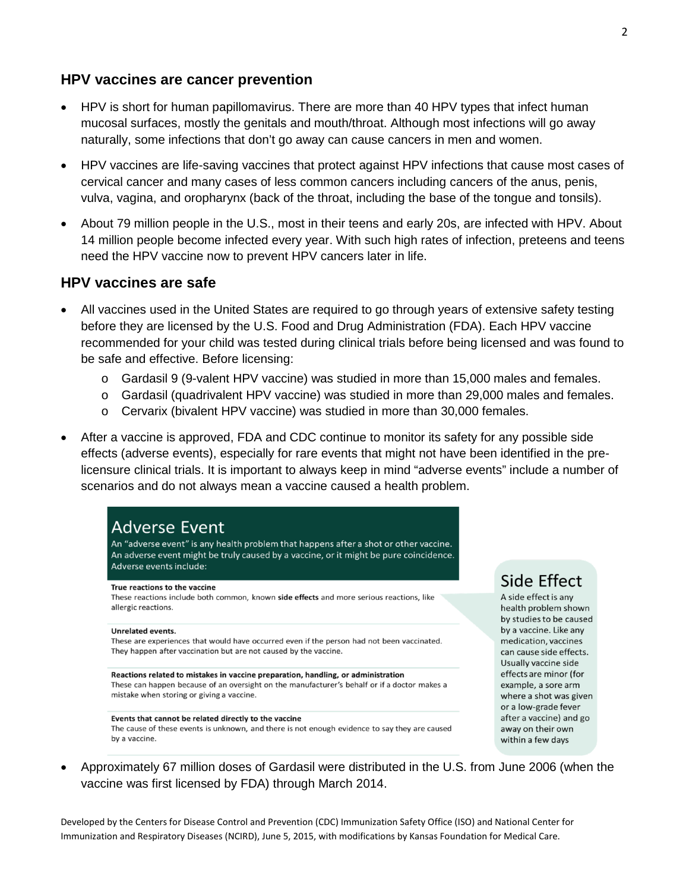## HPV vaccines are cancer prevention

- HPV is short for human papillomavirus. There are more than 40 HPV types that infect human mucosal surfaces, mostly the genitals and mouth/throat. Although most infections will go away naturally, some infections that don't go away can cause cancers in men and women.
- HPV vaccines are life-saving vaccines that protect against HPV infections that cause most cases of cervical cancer and many cases of less common cancers including cancers of the anus, penis, vulva, vagina, and oropharynx (back of the throat, including the base of the tongue and tonsils).
- About 79 million people in the U.S., most in their teens and early 20s, are infected with HPV. About 14 million people become infected every year. With such high rates of infection, preteens and teens need the HPV vaccine now to prevent HPV cancers later in life.

## HPV vaccines are safe

- All vaccines used in the United States are required to go through years of extensive safety testing before they are licensed by the U.S. Food and Drug Administration (FDA). Each HPV vaccine recommended for your child was tested during clinical trials before being licensed and was found to be safe and effective. Before licensing:
  - Gardasil 9 (9-valent HPV vaccine) was studied in more than 15,000 males and females.
  - Gardasil (quadrivalent HPV vaccine) was studied in more than 29,000 males and females.
  - Cervarix (bivalent HPV vaccine) was studied in more than 30,000 females.
- After a vaccine is approved, FDA and CDC continue to monitor its safety for any possible side effects (adverse events), especially for rare events that might not have been identified in the pre-licensure clinical trials. It is important to always keep in mind "adverse events" include a number of scenarios and do not always mean a vaccine caused a health problem.

### Adverse Event

An "adverse event" is any health problem that happens after a shot or other vaccine. An adverse event might be truly caused by a vaccine, or it might be pure coincidence. Adverse events include:

**True reactions to the vaccine**
These reactions include both common, known **side effects** and more serious reactions, like allergic reactions.

**Unrelated events.**
These are experiences that would have occurred even if the person had not been vaccinated. They happen after vaccination but are not caused by the vaccine.

**Reactions related to mistakes in vaccine preparation, handling, or administration**
These can happen because of an oversight on the manufacturer's behalf or if a doctor makes a mistake when storing or giving a vaccine.

**Events that cannot be related directly to the vaccine**
The cause of these events is unknown, and there is not enough evidence to say they are caused by a vaccine.

### Side Effect

A side effect is any health problem shown by studies to be caused by a vaccine. Like any medication, vaccines can cause side effects. Usually vaccine side effects are minor (for example, a sore arm where a shot was given or a low-grade fever after a vaccine) and go away on their own within a few days

- Approximately 67 million doses of Gardasil were distributed in the U.S. from June 2006 (when the vaccine was first licensed by FDA) through March 2014.

Developed by the Centers for Disease Control and Prevention (CDC) Immunization Safety Office (ISO) and National Center for Immunization and Respiratory Diseases (NCIRD), June 5, 2015, with modifications by Kansas Foundation for Medical Care.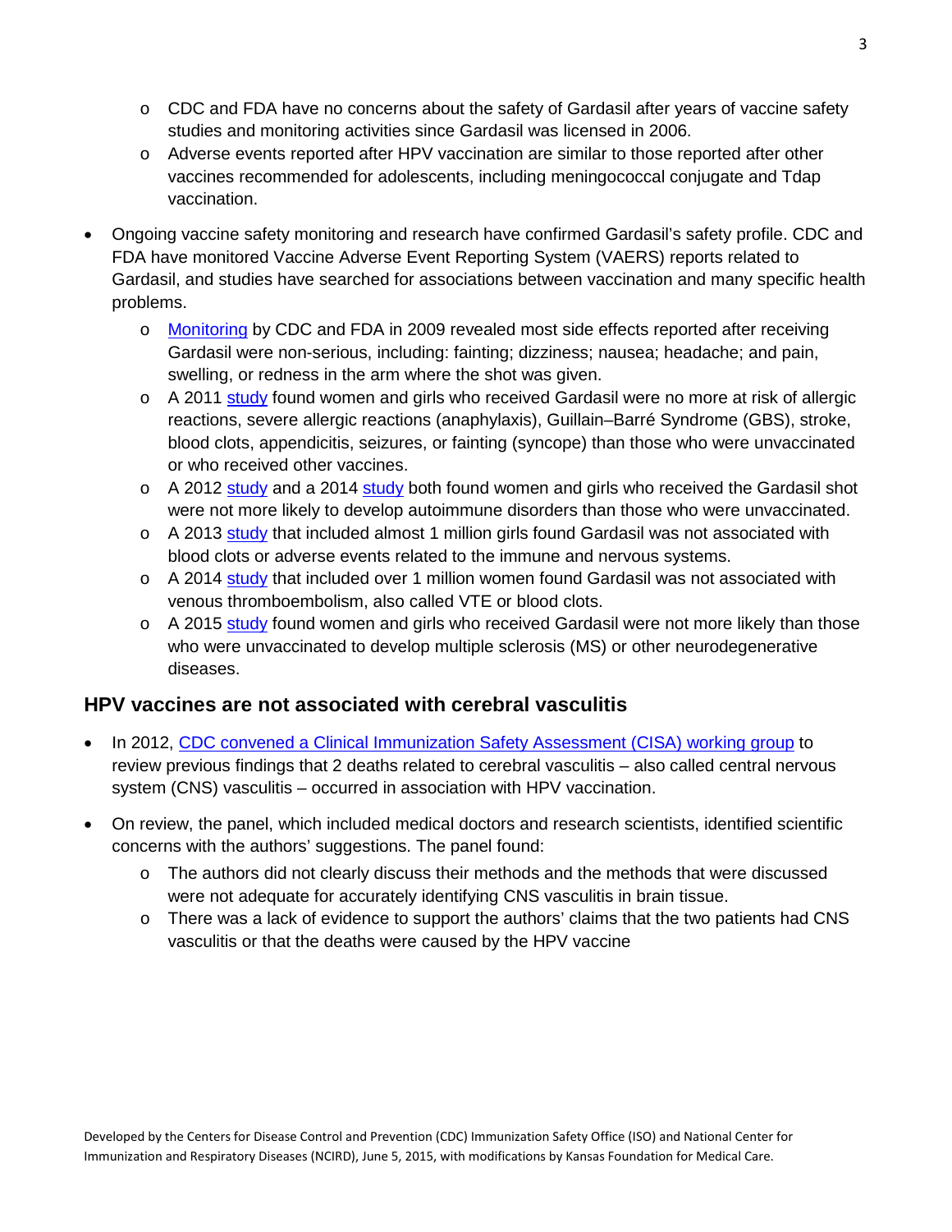- CDC and FDA have no concerns about the safety of Gardasil after years of vaccine safety studies and monitoring activities since Gardasil was licensed in 2006.
  - Adverse events reported after HPV vaccination are similar to those reported after other vaccines recommended for adolescents, including meningococcal conjugate and Tdap vaccination.

- Ongoing vaccine safety monitoring and research have confirmed Gardasil's safety profile. CDC and FDA have monitored Vaccine Adverse Event Reporting System (VAERS) reports related to Gardasil, and studies have searched for associations between vaccination and many specific health problems.
  - Monitoring by CDC and FDA in 2009 revealed most side effects reported after receiving Gardasil were non-serious, including: fainting; dizziness; nausea; headache; and pain, swelling, or redness in the arm where the shot was given.
  - A 2011 study found women and girls who received Gardasil were no more at risk of allergic reactions, severe allergic reactions (anaphylaxis), Guillain–Barré Syndrome (GBS), stroke, blood clots, appendicitis, seizures, or fainting (syncope) than those who were unvaccinated or who received other vaccines.
  - A 2012 study and a 2014 study both found women and girls who received the Gardasil shot were not more likely to develop autoimmune disorders than those who were unvaccinated.
  - A 2013 study that included almost 1 million girls found Gardasil was not associated with blood clots or adverse events related to the immune and nervous systems.
  - A 2014 study that included over 1 million women found Gardasil was not associated with venous thromboembolism, also called VTE or blood clots.
  - A 2015 study found women and girls who received Gardasil were not more likely than those who were unvaccinated to develop multiple sclerosis (MS) or other neurodegenerative diseases.

## HPV vaccines are not associated with cerebral vasculitis

- In 2012, CDC convened a Clinical Immunization Safety Assessment (CISA) working group to review previous findings that 2 deaths related to cerebral vasculitis – also called central nervous system (CNS) vasculitis – occurred in association with HPV vaccination.
- On review, the panel, which included medical doctors and research scientists, identified scientific concerns with the authors' suggestions. The panel found:
  - The authors did not clearly discuss their methods and the methods that were discussed were not adequate for accurately identifying CNS vasculitis in brain tissue.
  - There was a lack of evidence to support the authors' claims that the two patients had CNS vasculitis or that the deaths were caused by the HPV vaccine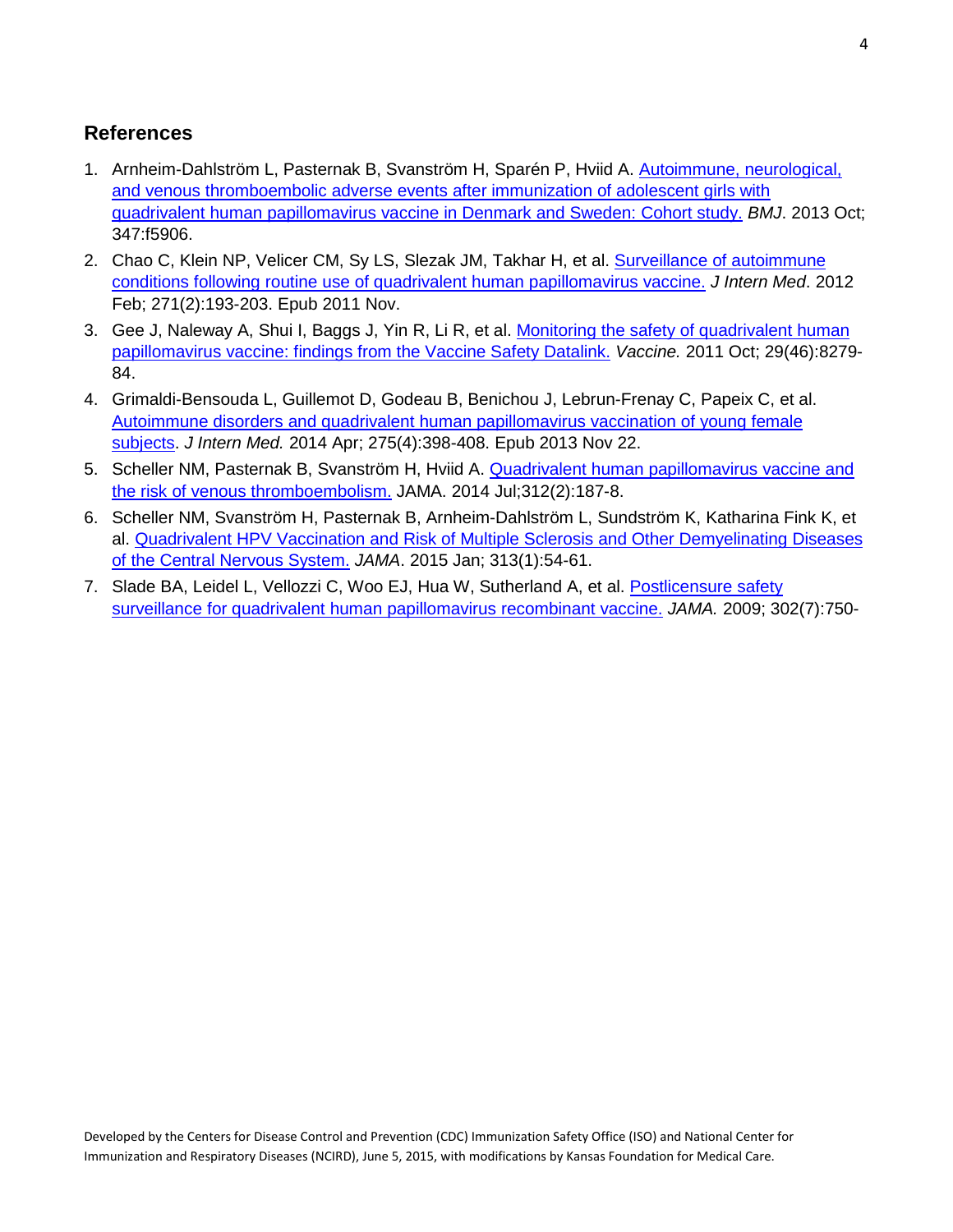## References

1. Arnheim-Dahlström L, Pasternak B, Svanström H, Sparén P, Hviid A. [Autoimmune, neurological, and venous thromboembolic adverse events after immunization of adolescent girls with quadrivalent human papillomavirus vaccine in Denmark and Sweden: Cohort study.]() *BMJ*. 2013 Oct; 347:f5906.
2. Chao C, Klein NP, Velicer CM, Sy LS, Slezak JM, Takhar H, et al. [Surveillance of autoimmune conditions following routine use of quadrivalent human papillomavirus vaccine.]() *J Intern Med*. 2012 Feb; 271(2):193-203. Epub 2011 Nov.
3. Gee J, Naleway A, Shui I, Baggs J, Yin R, Li R, et al. [Monitoring the safety of quadrivalent human papillomavirus vaccine: findings from the Vaccine Safety Datalink.]() *Vaccine.* 2011 Oct; 29(46):8279-84.
4. Grimaldi-Bensouda L, Guillemot D, Godeau B, Benichou J, Lebrun-Frenay C, Papeix C, et al. [Autoimmune disorders and quadrivalent human papillomavirus vaccination of young female subjects](). *J Intern Med.* 2014 Apr; 275(4):398-408. Epub 2013 Nov 22.
5. Scheller NM, Pasternak B, Svanström H, Hviid A. [Quadrivalent human papillomavirus vaccine and the risk of venous thromboembolism.]() JAMA. 2014 Jul;312(2):187-8.
6. Scheller NM, Svanström H, Pasternak B, Arnheim-Dahlström L, Sundström K, Katharina Fink K, et al. [Quadrivalent HPV Vaccination and Risk of Multiple Sclerosis and Other Demyelinating Diseases of the Central Nervous System.]() *JAMA*. 2015 Jan; 313(1):54-61.
7. Slade BA, Leidel L, Vellozzi C, Woo EJ, Hua W, Sutherland A, et al. [Postlicensure safety surveillance for quadrivalent human papillomavirus recombinant vaccine.]() *JAMA.* 2009; 302(7):750-

Developed by the Centers for Disease Control and Prevention (CDC) Immunization Safety Office (ISO) and National Center for Immunization and Respiratory Diseases (NCIRD), June 5, 2015, with modifications by Kansas Foundation for Medical Care.